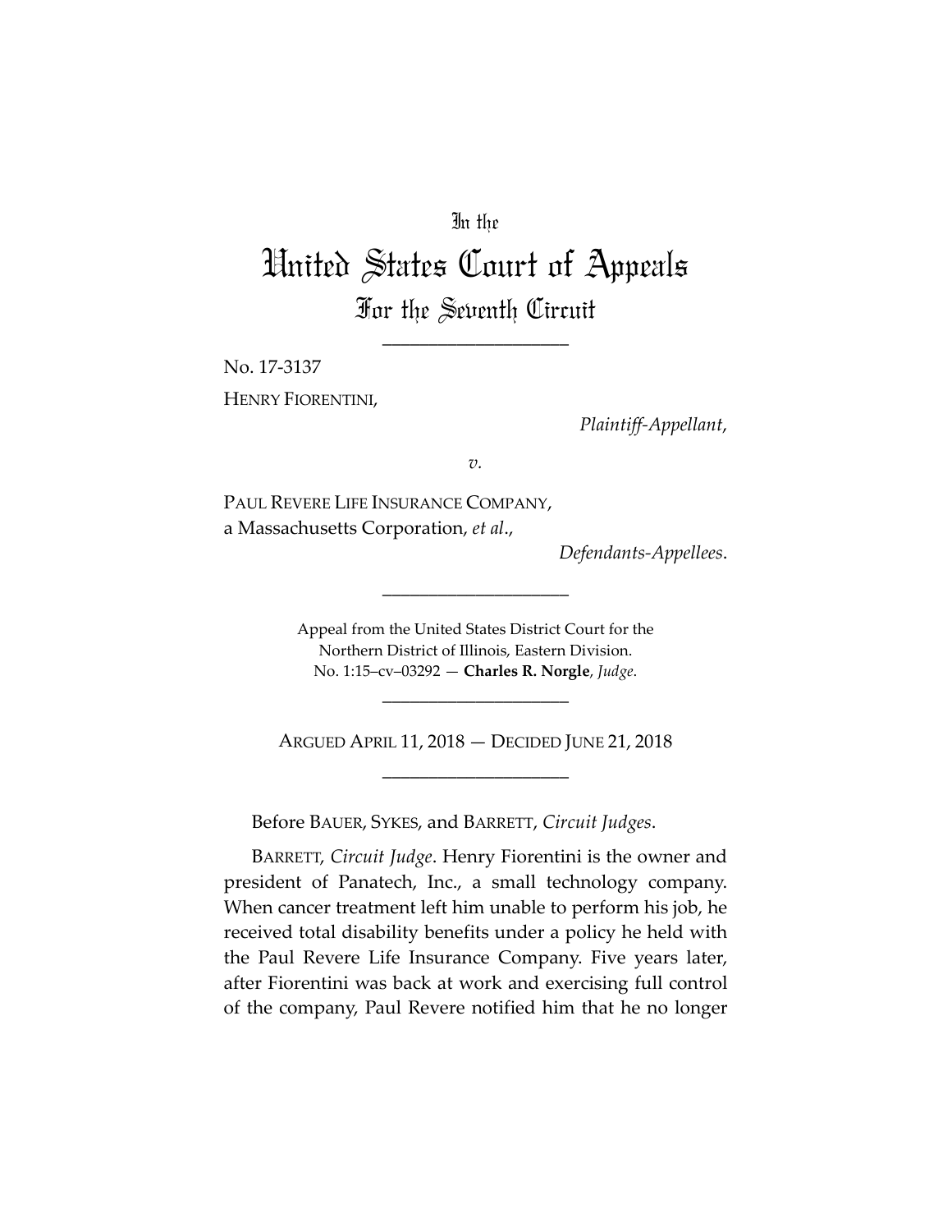In the

# United States Court of Appeals

## For the Seventh Circuit

____________________

No. 17-3137

HENRY FIORENTINI,

*Plaintiff-Appellant*,

*v.*

PAUL REVERE LIFE INSURANCE COMPANY,
a Massachusetts Corporation, *et al*.,

*Defendants-Appellees*.

____________________

Appeal from the United States District Court for the
Northern District of Illinois, Eastern Division.
No. 1:15–cv–03292 — **Charles R. Norgle**, *Judge*.

____________________

ARGUED APRIL 11, 2018 — DECIDED JUNE 21, 2018

____________________

Before BAUER, SYKES, and BARRETT, *Circuit Judges*.

BARRETT, *Circuit Judge*. Henry Fiorentini is the owner and president of Panatech, Inc., a small technology company. When cancer treatment left him unable to perform his job, he received total disability benefits under a policy he held with the Paul Revere Life Insurance Company. Five years later, after Fiorentini was back at work and exercising full control of the company, Paul Revere notified him that he no longer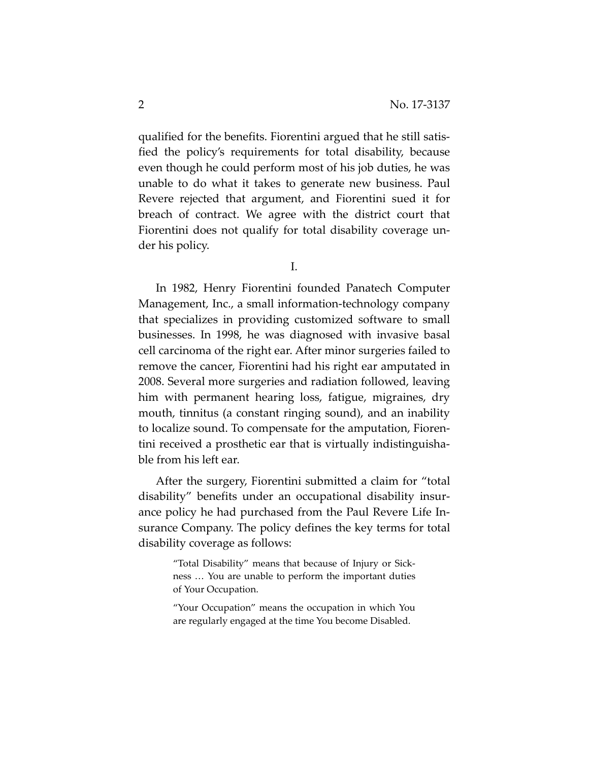qualified for the benefits. Fiorentini argued that he still satisfied the policy's requirements for total disability, because even though he could perform most of his job duties, he was unable to do what it takes to generate new business. Paul Revere rejected that argument, and Fiorentini sued it for breach of contract. We agree with the district court that Fiorentini does not qualify for total disability coverage under his policy.

I.

In 1982, Henry Fiorentini founded Panatech Computer Management, Inc., a small information-technology company that specializes in providing customized software to small businesses. In 1998, he was diagnosed with invasive basal cell carcinoma of the right ear. After minor surgeries failed to remove the cancer, Fiorentini had his right ear amputated in 2008. Several more surgeries and radiation followed, leaving him with permanent hearing loss, fatigue, migraines, dry mouth, tinnitus (a constant ringing sound), and an inability to localize sound. To compensate for the amputation, Fiorentini received a prosthetic ear that is virtually indistinguishable from his left ear.

After the surgery, Fiorentini submitted a claim for "total disability" benefits under an occupational disability insurance policy he had purchased from the Paul Revere Life Insurance Company. The policy defines the key terms for total disability coverage as follows:

> "Total Disability" means that because of Injury or Sickness … You are unable to perform the important duties of Your Occupation.
>
> "Your Occupation" means the occupation in which You are regularly engaged at the time You become Disabled.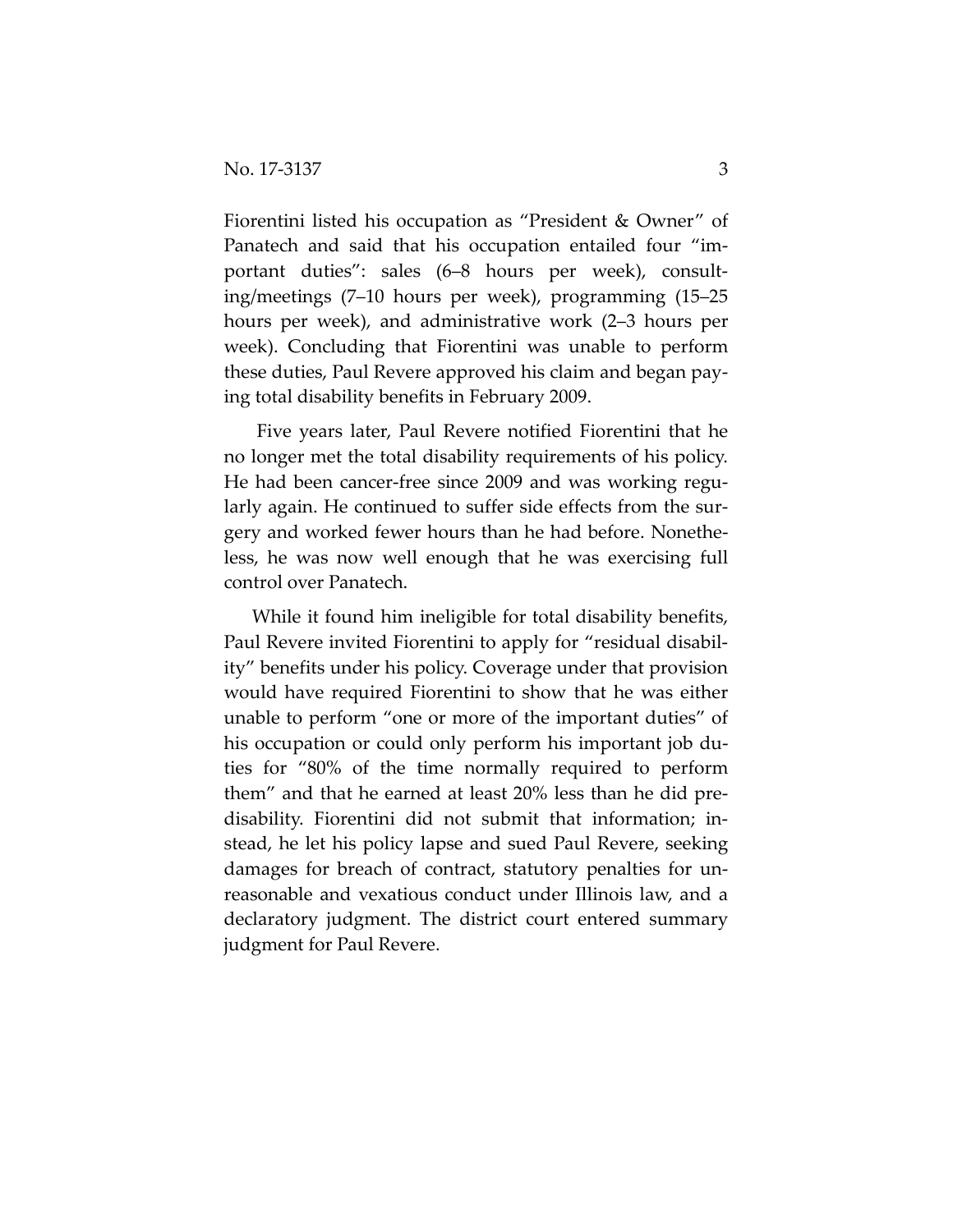Fiorentini listed his occupation as "President & Owner" of Panatech and said that his occupation entailed four "important duties": sales (6–8 hours per week), consulting/meetings (7–10 hours per week), programming (15–25 hours per week), and administrative work (2–3 hours per week). Concluding that Fiorentini was unable to perform these duties, Paul Revere approved his claim and began paying total disability benefits in February 2009.

Five years later, Paul Revere notified Fiorentini that he no longer met the total disability requirements of his policy. He had been cancer-free since 2009 and was working regularly again. He continued to suffer side effects from the surgery and worked fewer hours than he had before. Nonetheless, he was now well enough that he was exercising full control over Panatech.

While it found him ineligible for total disability benefits, Paul Revere invited Fiorentini to apply for "residual disability" benefits under his policy. Coverage under that provision would have required Fiorentini to show that he was either unable to perform "one or more of the important duties" of his occupation or could only perform his important job duties for "80% of the time normally required to perform them" and that he earned at least 20% less than he did predisability. Fiorentini did not submit that information; instead, he let his policy lapse and sued Paul Revere, seeking damages for breach of contract, statutory penalties for unreasonable and vexatious conduct under Illinois law, and a declaratory judgment. The district court entered summary judgment for Paul Revere.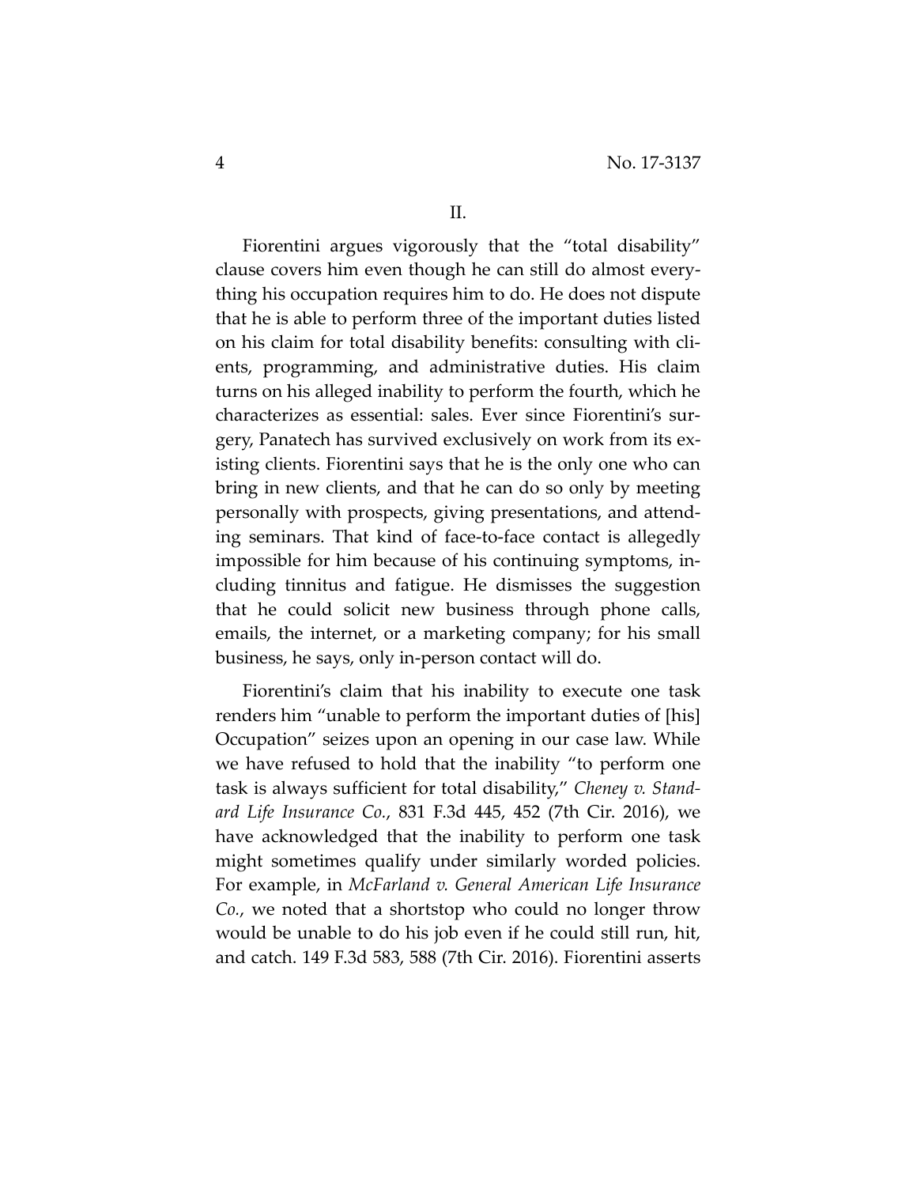## II.

Fiorentini argues vigorously that the "total disability" clause covers him even though he can still do almost everything his occupation requires him to do. He does not dispute that he is able to perform three of the important duties listed on his claim for total disability benefits: consulting with clients, programming, and administrative duties. His claim turns on his alleged inability to perform the fourth, which he characterizes as essential: sales. Ever since Fiorentini's surgery, Panatech has survived exclusively on work from its existing clients. Fiorentini says that he is the only one who can bring in new clients, and that he can do so only by meeting personally with prospects, giving presentations, and attending seminars. That kind of face-to-face contact is allegedly impossible for him because of his continuing symptoms, including tinnitus and fatigue. He dismisses the suggestion that he could solicit new business through phone calls, emails, the internet, or a marketing company; for his small business, he says, only in-person contact will do.

Fiorentini's claim that his inability to execute one task renders him "unable to perform the important duties of [his] Occupation" seizes upon an opening in our case law. While we have refused to hold that the inability "to perform one task is always sufficient for total disability," *Cheney v. Standard Life Insurance Co.*, 831 F.3d 445, 452 (7th Cir. 2016), we have acknowledged that the inability to perform one task might sometimes qualify under similarly worded policies. For example, in *McFarland v. General American Life Insurance Co.*, we noted that a shortstop who could no longer throw would be unable to do his job even if he could still run, hit, and catch. 149 F.3d 583, 588 (7th Cir. 2016). Fiorentini asserts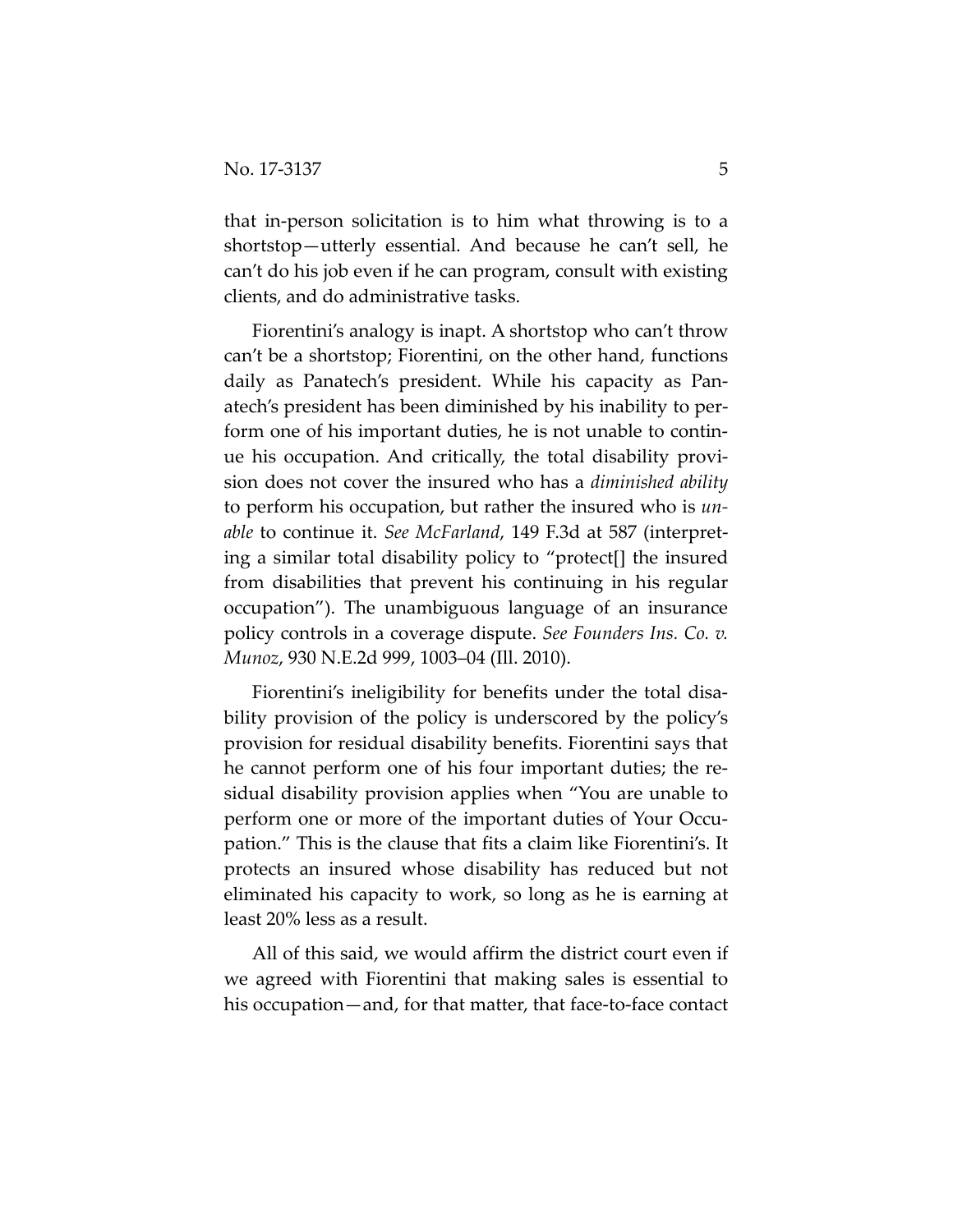that in-person solicitation is to him what throwing is to a shortstop—utterly essential. And because he can't sell, he can't do his job even if he can program, consult with existing clients, and do administrative tasks.

Fiorentini's analogy is inapt. A shortstop who can't throw can't be a shortstop; Fiorentini, on the other hand, functions daily as Panatech's president. While his capacity as Panatech's president has been diminished by his inability to perform one of his important duties, he is not unable to continue his occupation. And critically, the total disability provision does not cover the insured who has a *diminished ability* to perform his occupation, but rather the insured who is *unable* to continue it. *See McFarland*, 149 F.3d at 587 (interpreting a similar total disability policy to "protect[] the insured from disabilities that prevent his continuing in his regular occupation"). The unambiguous language of an insurance policy controls in a coverage dispute. *See Founders Ins. Co. v. Munoz*, 930 N.E.2d 999, 1003–04 (Ill. 2010).

Fiorentini's ineligibility for benefits under the total disability provision of the policy is underscored by the policy's provision for residual disability benefits. Fiorentini says that he cannot perform one of his four important duties; the residual disability provision applies when "You are unable to perform one or more of the important duties of Your Occupation." This is the clause that fits a claim like Fiorentini's. It protects an insured whose disability has reduced but not eliminated his capacity to work, so long as he is earning at least 20% less as a result.

All of this said, we would affirm the district court even if we agreed with Fiorentini that making sales is essential to his occupation—and, for that matter, that face-to-face contact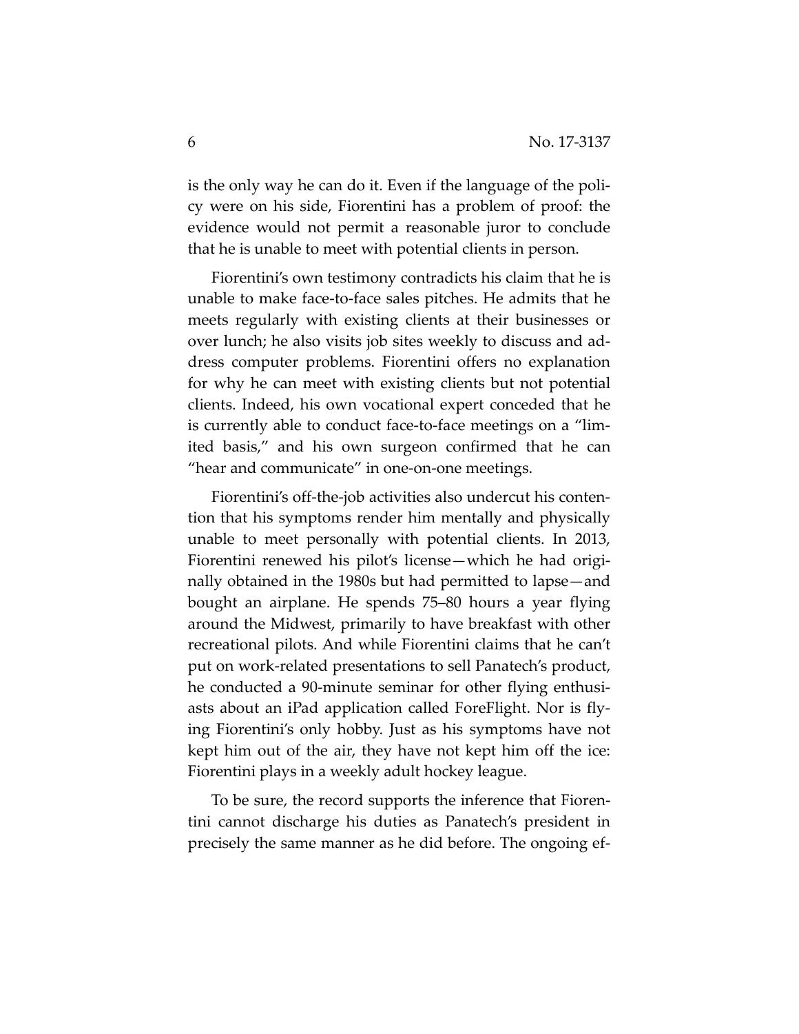is the only way he can do it. Even if the language of the policy were on his side, Fiorentini has a problem of proof: the evidence would not permit a reasonable juror to conclude that he is unable to meet with potential clients in person.

Fiorentini's own testimony contradicts his claim that he is unable to make face-to-face sales pitches. He admits that he meets regularly with existing clients at their businesses or over lunch; he also visits job sites weekly to discuss and address computer problems. Fiorentini offers no explanation for why he can meet with existing clients but not potential clients. Indeed, his own vocational expert conceded that he is currently able to conduct face-to-face meetings on a "limited basis," and his own surgeon confirmed that he can "hear and communicate" in one-on-one meetings.

Fiorentini's off-the-job activities also undercut his contention that his symptoms render him mentally and physically unable to meet personally with potential clients. In 2013, Fiorentini renewed his pilot's license—which he had originally obtained in the 1980s but had permitted to lapse—and bought an airplane. He spends 75–80 hours a year flying around the Midwest, primarily to have breakfast with other recreational pilots. And while Fiorentini claims that he can't put on work-related presentations to sell Panatech's product, he conducted a 90-minute seminar for other flying enthusiasts about an iPad application called ForeFlight. Nor is flying Fiorentini's only hobby. Just as his symptoms have not kept him out of the air, they have not kept him off the ice: Fiorentini plays in a weekly adult hockey league.

To be sure, the record supports the inference that Fiorentini cannot discharge his duties as Panatech's president in precisely the same manner as he did before. The ongoing ef-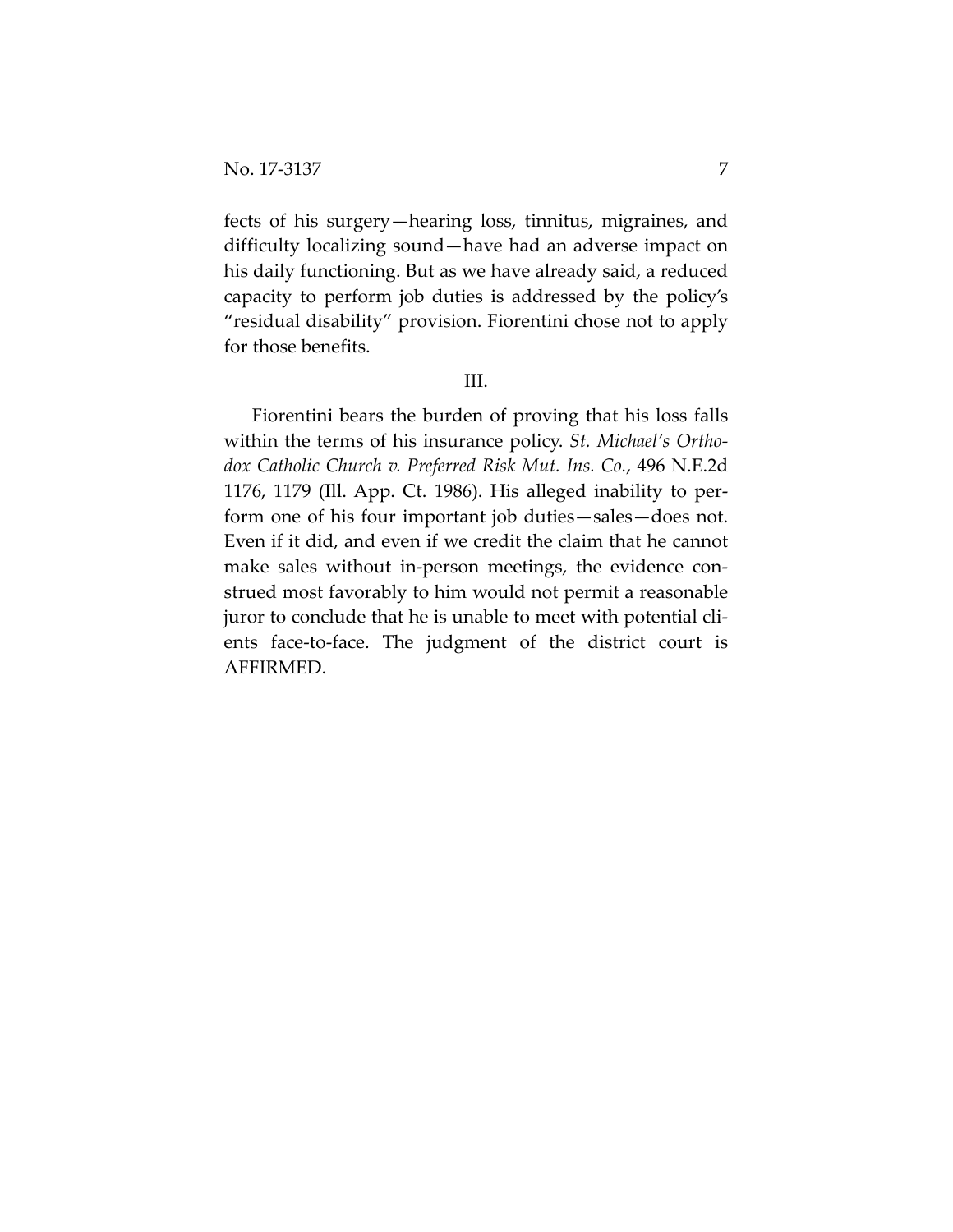fects of his surgery—hearing loss, tinnitus, migraines, and difficulty localizing sound—have had an adverse impact on his daily functioning. But as we have already said, a reduced capacity to perform job duties is addressed by the policy's "residual disability" provision. Fiorentini chose not to apply for those benefits.

## III.

Fiorentini bears the burden of proving that his loss falls within the terms of his insurance policy. *St. Michael's Orthodox Catholic Church v. Preferred Risk Mut. Ins. Co.*, 496 N.E.2d 1176, 1179 (Ill. App. Ct. 1986). His alleged inability to perform one of his four important job duties—sales—does not. Even if it did, and even if we credit the claim that he cannot make sales without in-person meetings, the evidence construed most favorably to him would not permit a reasonable juror to conclude that he is unable to meet with potential clients face-to-face. The judgment of the district court is AFFIRMED.